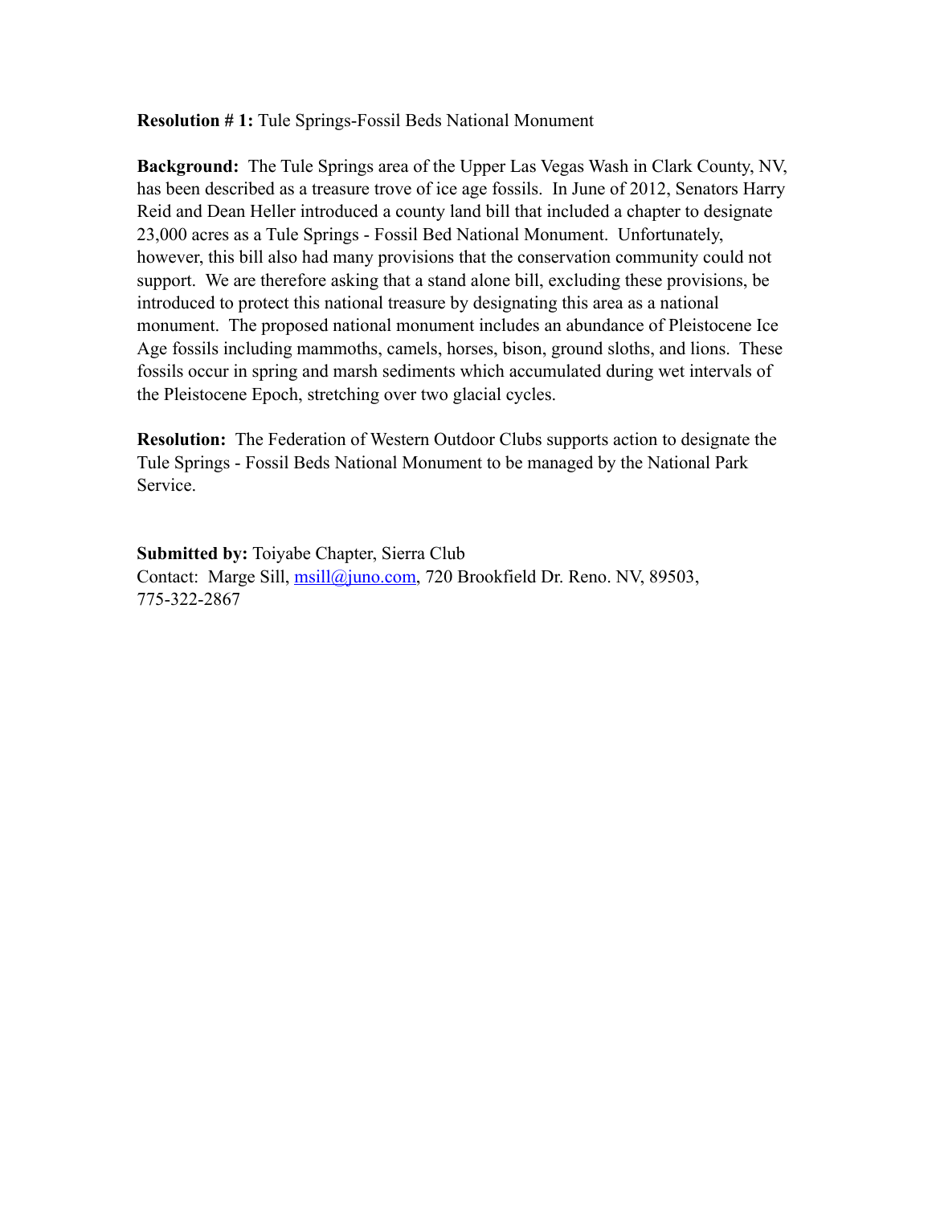**Resolution # 1:** Tule Springs-Fossil Beds National Monument

**Background:** The Tule Springs area of the Upper Las Vegas Wash in Clark County, NV, has been described as a treasure trove of ice age fossils. In June of 2012, Senators Harry Reid and Dean Heller introduced a county land bill that included a chapter to designate 23,000 acres as a Tule Springs - Fossil Bed National Monument. Unfortunately, however, this bill also had many provisions that the conservation community could not support. We are therefore asking that a stand alone bill, excluding these provisions, be introduced to protect this national treasure by designating this area as a national monument. The proposed national monument includes an abundance of Pleistocene Ice Age fossils including mammoths, camels, horses, bison, ground sloths, and lions. These fossils occur in spring and marsh sediments which accumulated during wet intervals of the Pleistocene Epoch, stretching over two glacial cycles.

**Resolution:** The Federation of Western Outdoor Clubs supports action to designate the Tule Springs - Fossil Beds National Monument to be managed by the National Park Service.

**Submitted by:** Toiyabe Chapter, Sierra Club
Contact: Marge Sill, msill@juno.com, 720 Brookfield Dr. Reno. NV, 89503, 775-322-2867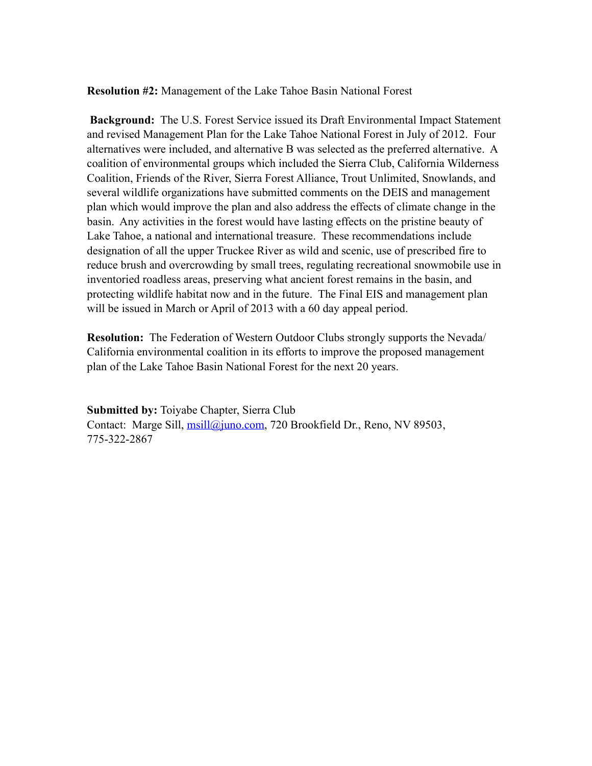**Resolution #2:** Management of the Lake Tahoe Basin National Forest

**Background:** The U.S. Forest Service issued its Draft Environmental Impact Statement and revised Management Plan for the Lake Tahoe National Forest in July of 2012. Four alternatives were included, and alternative B was selected as the preferred alternative. A coalition of environmental groups which included the Sierra Club, California Wilderness Coalition, Friends of the River, Sierra Forest Alliance, Trout Unlimited, Snowlands, and several wildlife organizations have submitted comments on the DEIS and management plan which would improve the plan and also address the effects of climate change in the basin. Any activities in the forest would have lasting effects on the pristine beauty of Lake Tahoe, a national and international treasure. These recommendations include designation of all the upper Truckee River as wild and scenic, use of prescribed fire to reduce brush and overcrowding by small trees, regulating recreational snowmobile use in inventoried roadless areas, preserving what ancient forest remains in the basin, and protecting wildlife habitat now and in the future. The Final EIS and management plan will be issued in March or April of 2013 with a 60 day appeal period.

**Resolution:** The Federation of Western Outdoor Clubs strongly supports the Nevada/California environmental coalition in its efforts to improve the proposed management plan of the Lake Tahoe Basin National Forest for the next 20 years.

**Submitted by:** Toiyabe Chapter, Sierra Club
Contact: Marge Sill, msill@juno.com, 720 Brookfield Dr., Reno, NV 89503, 775-322-2867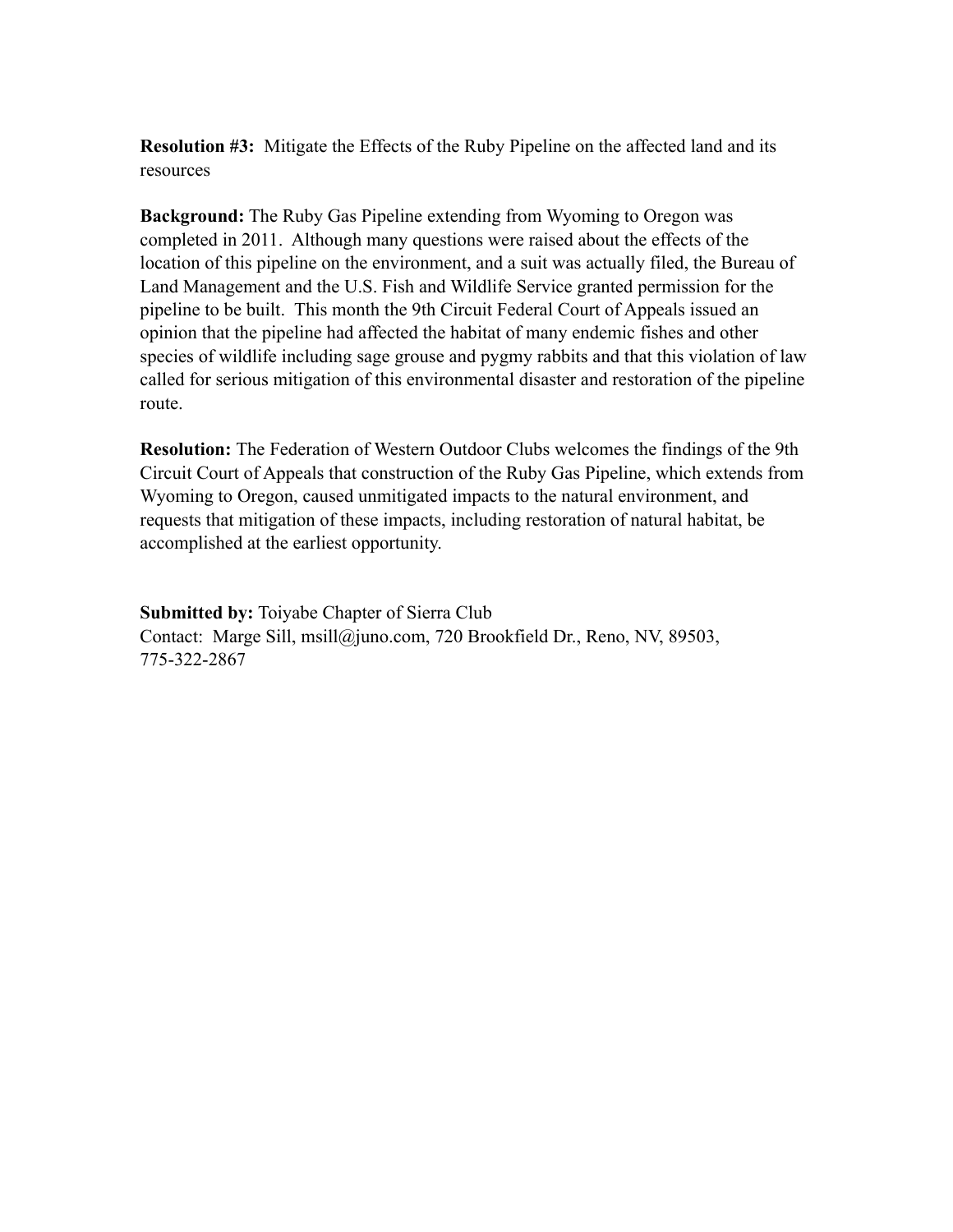**Resolution #3:** Mitigate the Effects of the Ruby Pipeline on the affected land and its resources

**Background:** The Ruby Gas Pipeline extending from Wyoming to Oregon was completed in 2011. Although many questions were raised about the effects of the location of this pipeline on the environment, and a suit was actually filed, the Bureau of Land Management and the U.S. Fish and Wildlife Service granted permission for the pipeline to be built. This month the 9th Circuit Federal Court of Appeals issued an opinion that the pipeline had affected the habitat of many endemic fishes and other species of wildlife including sage grouse and pygmy rabbits and that this violation of law called for serious mitigation of this environmental disaster and restoration of the pipeline route.

**Resolution:** The Federation of Western Outdoor Clubs welcomes the findings of the 9th Circuit Court of Appeals that construction of the Ruby Gas Pipeline, which extends from Wyoming to Oregon, caused unmitigated impacts to the natural environment, and requests that mitigation of these impacts, including restoration of natural habitat, be accomplished at the earliest opportunity.

**Submitted by:** Toiyabe Chapter of Sierra Club
Contact: Marge Sill, msill@juno.com, 720 Brookfield Dr., Reno, NV, 89503, 775-322-2867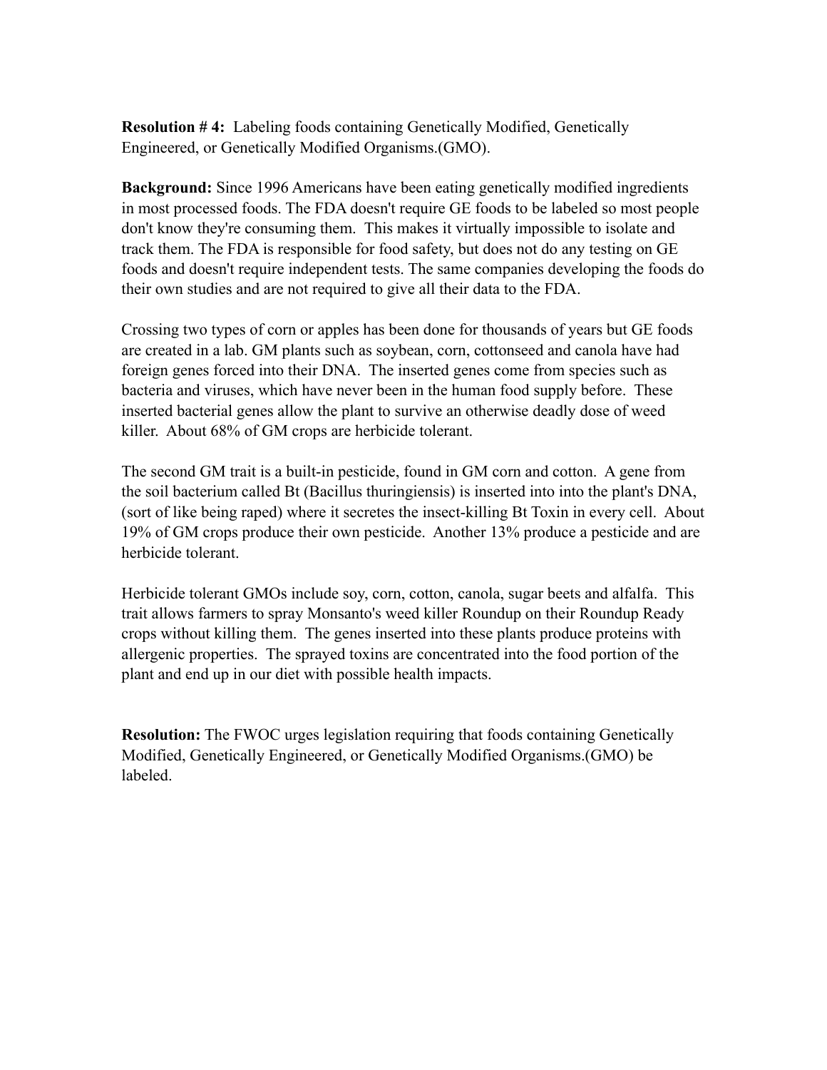**Resolution # 4:** Labeling foods containing Genetically Modified, Genetically Engineered, or Genetically Modified Organisms.(GMO).

**Background:** Since 1996 Americans have been eating genetically modified ingredients in most processed foods. The FDA doesn't require GE foods to be labeled so most people don't know they're consuming them. This makes it virtually impossible to isolate and track them. The FDA is responsible for food safety, but does not do any testing on GE foods and doesn't require independent tests. The same companies developing the foods do their own studies and are not required to give all their data to the FDA.

Crossing two types of corn or apples has been done for thousands of years but GE foods are created in a lab. GM plants such as soybean, corn, cottonseed and canola have had foreign genes forced into their DNA. The inserted genes come from species such as bacteria and viruses, which have never been in the human food supply before. These inserted bacterial genes allow the plant to survive an otherwise deadly dose of weed killer. About 68% of GM crops are herbicide tolerant.

The second GM trait is a built-in pesticide, found in GM corn and cotton. A gene from the soil bacterium called Bt (Bacillus thuringiensis) is inserted into into the plant's DNA, (sort of like being raped) where it secretes the insect-killing Bt Toxin in every cell. About 19% of GM crops produce their own pesticide. Another 13% produce a pesticide and are herbicide tolerant.

Herbicide tolerant GMOs include soy, corn, cotton, canola, sugar beets and alfalfa. This trait allows farmers to spray Monsanto's weed killer Roundup on their Roundup Ready crops without killing them. The genes inserted into these plants produce proteins with allergenic properties. The sprayed toxins are concentrated into the food portion of the plant and end up in our diet with possible health impacts.

**Resolution:** The FWOC urges legislation requiring that foods containing Genetically Modified, Genetically Engineered, or Genetically Modified Organisms.(GMO) be labeled.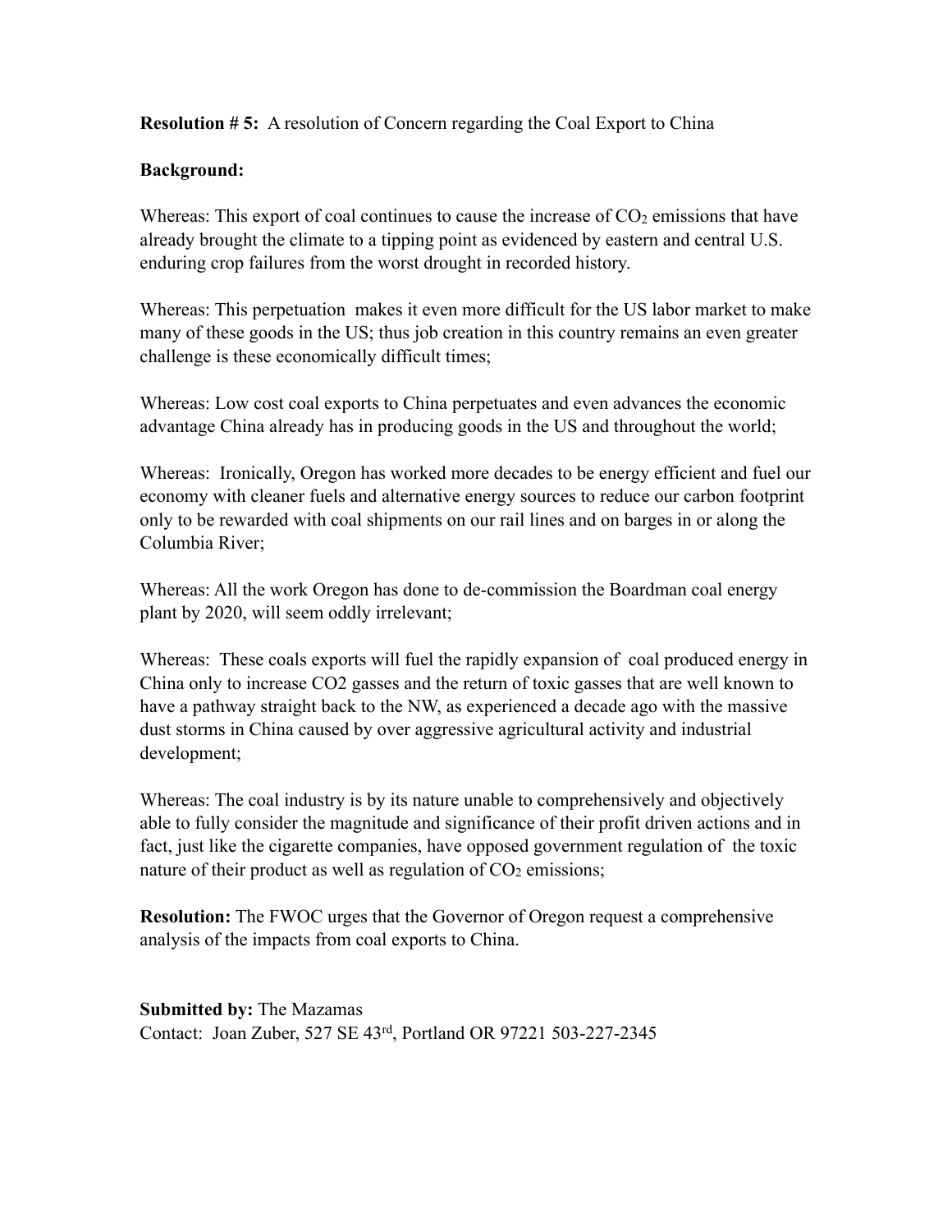**Resolution # 5:** A resolution of Concern regarding the Coal Export to China

**Background:**

Whereas: This export of coal continues to cause the increase of $CO_2$ emissions that have already brought the climate to a tipping point as evidenced by eastern and central U.S. enduring crop failures from the worst drought in recorded history.

Whereas: This perpetuation makes it even more difficult for the US labor market to make many of these goods in the US; thus job creation in this country remains an even greater challenge is these economically difficult times;

Whereas: Low cost coal exports to China perpetuates and even advances the economic advantage China already has in producing goods in the US and throughout the world;

Whereas: Ironically, Oregon has worked more decades to be energy efficient and fuel our economy with cleaner fuels and alternative energy sources to reduce our carbon footprint only to be rewarded with coal shipments on our rail lines and on barges in or along the Columbia River;

Whereas: All the work Oregon has done to de-commission the Boardman coal energy plant by 2020, will seem oddly irrelevant;

Whereas: These coals exports will fuel the rapidly expansion of coal produced energy in China only to increase CO2 gasses and the return of toxic gasses that are well known to have a pathway straight back to the NW, as experienced a decade ago with the massive dust storms in China caused by over aggressive agricultural activity and industrial development;

Whereas: The coal industry is by its nature unable to comprehensively and objectively able to fully consider the magnitude and significance of their profit driven actions and in fact, just like the cigarette companies, have opposed government regulation of the toxic nature of their product as well as regulation of $CO_2$ emissions;

**Resolution:** The FWOC urges that the Governor of Oregon request a comprehensive analysis of the impacts from coal exports to China.

**Submitted by:** The Mazamas
Contact: Joan Zuber, 527 SE 43rd, Portland OR 97221 503-227-2345